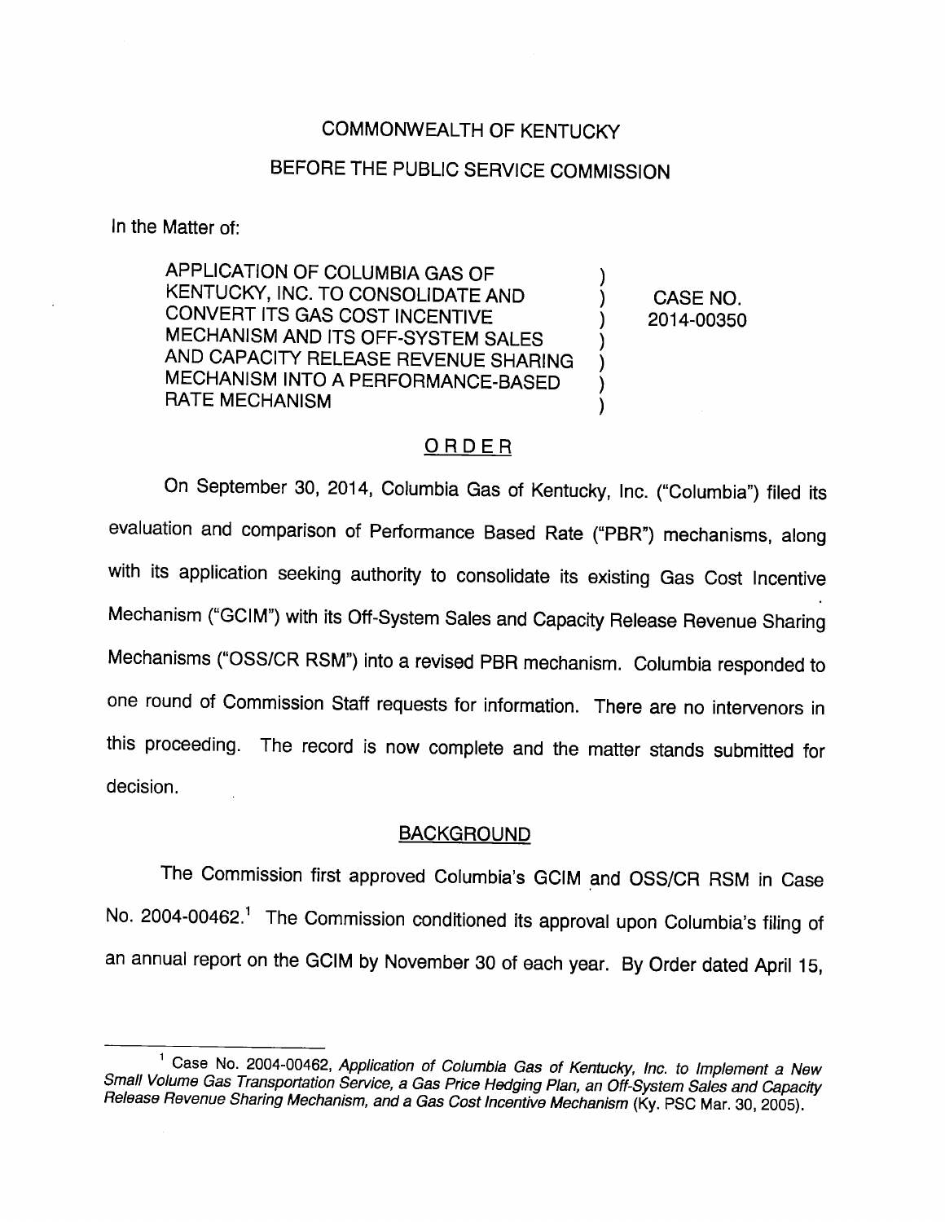COMMONWEALTH OF KENTUCKY

BEFORE THE PUBLIC SERVICE COMMISSION

In the Matter of:

| | | |
|---|---|---|
| APPLICATION OF COLUMBIA GAS OF KENTUCKY, INC. TO CONSOLIDATE AND CONVERT ITS GAS COST INCENTIVE MECHANISM AND ITS OFF-SYSTEM SALES AND CAPACITY RELEASE REVENUE SHARING MECHANISM INTO A PERFORMANCE-BASED RATE MECHANISM | ) | CASE NO. 2014-00350 |

## ORDER

On September 30, 2014, Columbia Gas of Kentucky, Inc. ("Columbia") filed its evaluation and comparison of Performance Based Rate ("PBR") mechanisms, along with its application seeking authority to consolidate its existing Gas Cost Incentive Mechanism ("GCIM") with its Off-System Sales and Capacity Release Revenue Sharing Mechanisms ("OSS/CR RSM") into a revised PBR mechanism. Columbia responded to one round of Commission Staff requests for information. There are no intervenors in this proceeding. The record is now complete and the matter stands submitted for decision.

## BACKGROUND

The Commission first approved Columbia's GCIM and OSS/CR RSM in Case No. 2004-00462.[1] The Commission conditioned its approval upon Columbia's filing of an annual report on the GCIM by November 30 of each year. By Order dated April 15,

---

[1] Case No. 2004-00462, *Application of Columbia Gas of Kentucky, Inc. to Implement a New Small Volume Gas Transportation Service, a Gas Price Hedging Plan, an Off-System Sales and Capacity Release Revenue Sharing Mechanism, and a Gas Cost Incentive Mechanism* (Ky. PSC Mar. 30, 2005).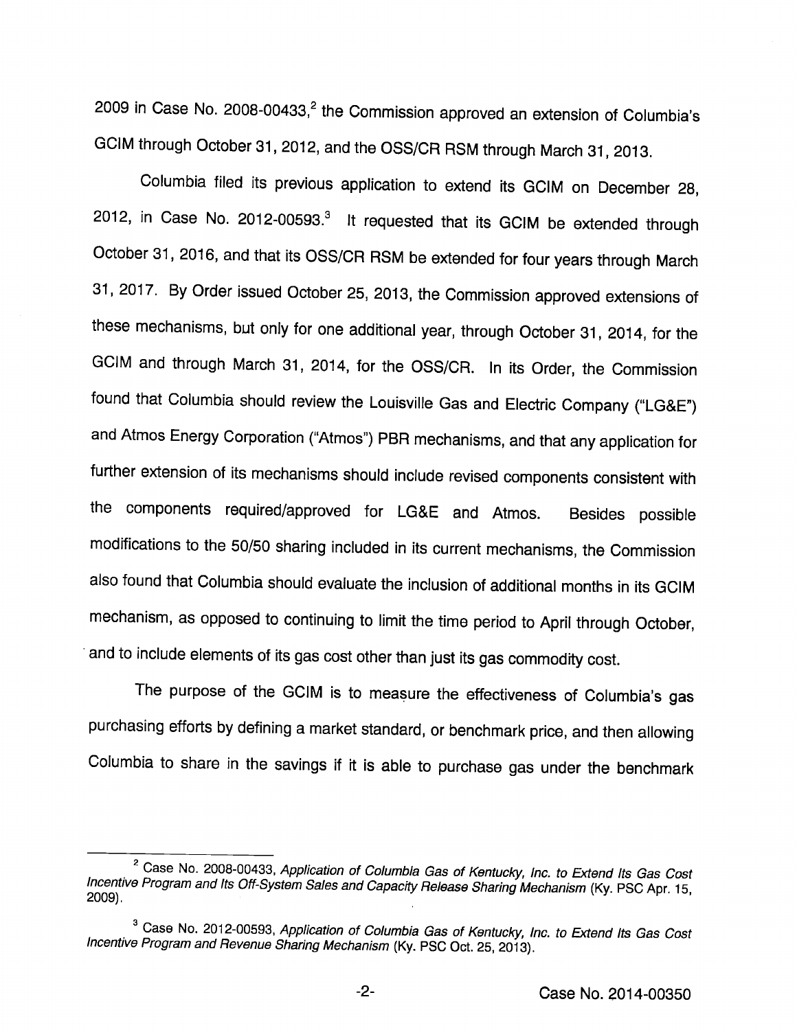2009 in Case No. 2008-00433,[2] the Commission approved an extension of Columbia's GCIM through October 31, 2012, and the OSS/CR RSM through March 31, 2013.

Columbia filed its previous application to extend its GCIM on December 28, 2012, in Case No. 2012-00593.[3] It requested that its GCIM be extended through October 31, 2016, and that its OSS/CR RSM be extended for four years through March 31, 2017. By Order issued October 25, 2013, the Commission approved extensions of these mechanisms, but only for one additional year, through October 31, 2014, for the GCIM and through March 31, 2014, for the OSS/CR. In its Order, the Commission found that Columbia should review the Louisville Gas and Electric Company ("LG&E") and Atmos Energy Corporation ("Atmos") PBR mechanisms, and that any application for further extension of its mechanisms should include revised components consistent with the components required/approved for LG&E and Atmos. Besides possible modifications to the 50/50 sharing included in its current mechanisms, the Commission also found that Columbia should evaluate the inclusion of additional months in its GCIM mechanism, as opposed to continuing to limit the time period to April through October, and to include elements of its gas cost other than just its gas commodity cost.

The purpose of the GCIM is to measure the effectiveness of Columbia's gas purchasing efforts by defining a market standard, or benchmark price, and then allowing Columbia to share in the savings if it is able to purchase gas under the benchmark

---

[2] Case No. 2008-00433, *Application of Columbia Gas of Kentucky, Inc. to Extend Its Gas Cost Incentive Program and Its Off-System Sales and Capacity Release Sharing Mechanism* (Ky. PSC Apr. 15, 2009).

[3] Case No. 2012-00593, *Application of Columbia Gas of Kentucky, Inc. to Extend Its Gas Cost Incentive Program and Revenue Sharing Mechanism* (Ky. PSC Oct. 25, 2013).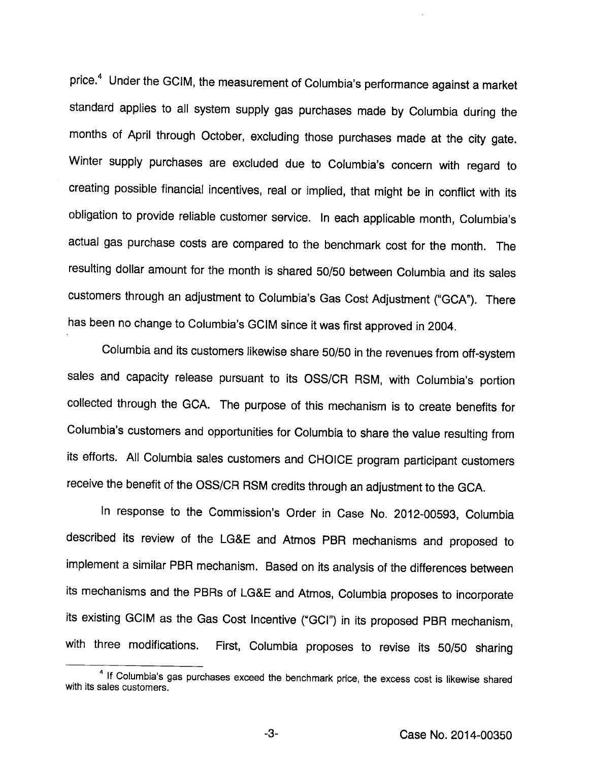price.[4] Under the GCIM, the measurement of Columbia's performance against a market standard applies to all system supply gas purchases made by Columbia during the months of April through October, excluding those purchases made at the city gate. Winter supply purchases are excluded due to Columbia's concern with regard to creating possible financial incentives, real or implied, that might be in conflict with its obligation to provide reliable customer service. In each applicable month, Columbia's actual gas purchase costs are compared to the benchmark cost for the month. The resulting dollar amount for the month is shared 50/50 between Columbia and its sales customers through an adjustment to Columbia's Gas Cost Adjustment ("GCA"). There has been no change to Columbia's GCIM since it was first approved in 2004.

Columbia and its customers likewise share 50/50 in the revenues from off-system sales and capacity release pursuant to its OSS/CR RSM, with Columbia's portion collected through the GCA. The purpose of this mechanism is to create benefits for Columbia's customers and opportunities for Columbia to share the value resulting from its efforts. All Columbia sales customers and CHOICE program participant customers receive the benefit of the OSS/CR RSM credits through an adjustment to the GCA.

In response to the Commission's Order in Case No. 2012-00593, Columbia described its review of the LG&E and Atmos PBR mechanisms and proposed to implement a similar PBR mechanism. Based on its analysis of the differences between its mechanisms and the PBRs of LG&E and Atmos, Columbia proposes to incorporate its existing GCIM as the Gas Cost Incentive ("GCI") in its proposed PBR mechanism, with three modifications. First, Columbia proposes to revise its 50/50 sharing

[4] If Columbia's gas purchases exceed the benchmark price, the excess cost is likewise shared with its sales customers.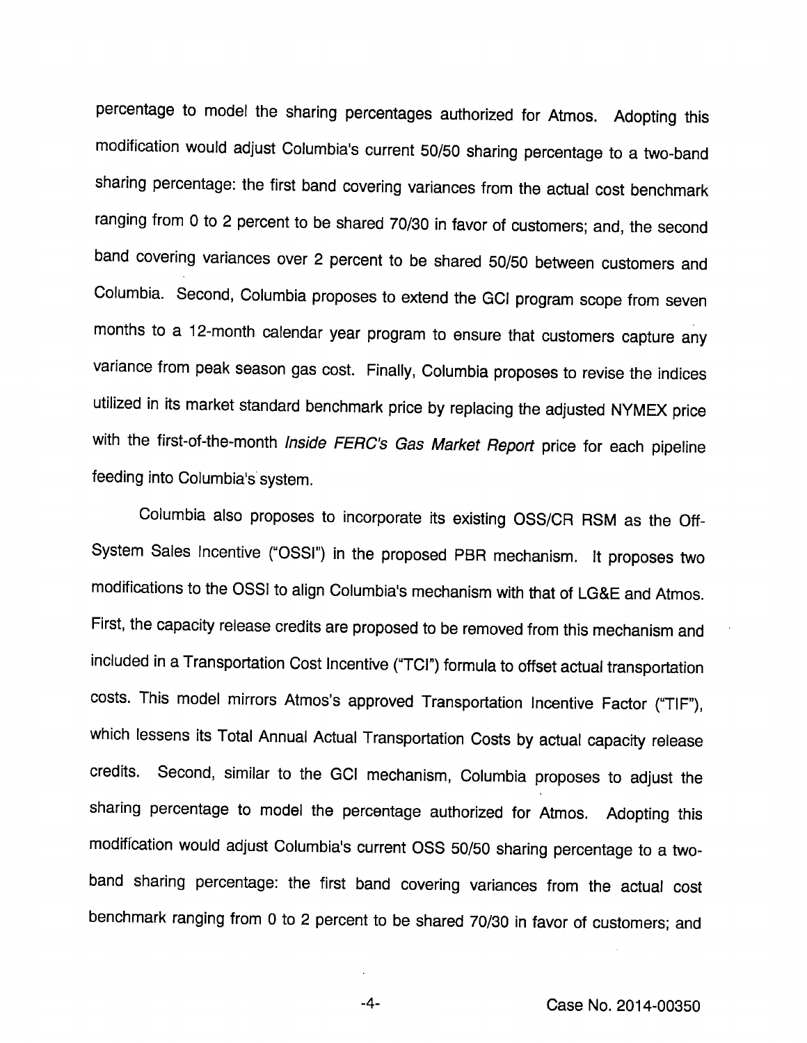percentage to model the sharing percentages authorized for Atmos. Adopting this modification would adjust Columbia's current 50/50 sharing percentage to a two-band sharing percentage: the first band covering variances from the actual cost benchmark ranging from 0 to 2 percent to be shared 70/30 in favor of customers; and, the second band covering variances over 2 percent to be shared 50/50 between customers and Columbia. Second, Columbia proposes to extend the GCI program scope from seven months to a 12-month calendar year program to ensure that customers capture any variance from peak season gas cost. Finally, Columbia proposes to revise the indices utilized in its market standard benchmark price by replacing the adjusted NYMEX price with the first-of-the-month *Inside FERC's Gas Market Report* price for each pipeline feeding into Columbia's system.

Columbia also proposes to incorporate its existing OSS/CR RSM as the Off-System Sales Incentive ("OSSI") in the proposed PBR mechanism. It proposes two modifications to the OSSI to align Columbia's mechanism with that of LG&E and Atmos. First, the capacity release credits are proposed to be removed from this mechanism and included in a Transportation Cost Incentive ("TCI") formula to offset actual transportation costs. This model mirrors Atmos's approved Transportation Incentive Factor ("TIF"), which lessens its Total Annual Actual Transportation Costs by actual capacity release credits. Second, similar to the GCI mechanism, Columbia proposes to adjust the sharing percentage to model the percentage authorized for Atmos. Adopting this modification would adjust Columbia's current OSS 50/50 sharing percentage to a two-band sharing percentage: the first band covering variances from the actual cost benchmark ranging from 0 to 2 percent to be shared 70/30 in favor of customers; and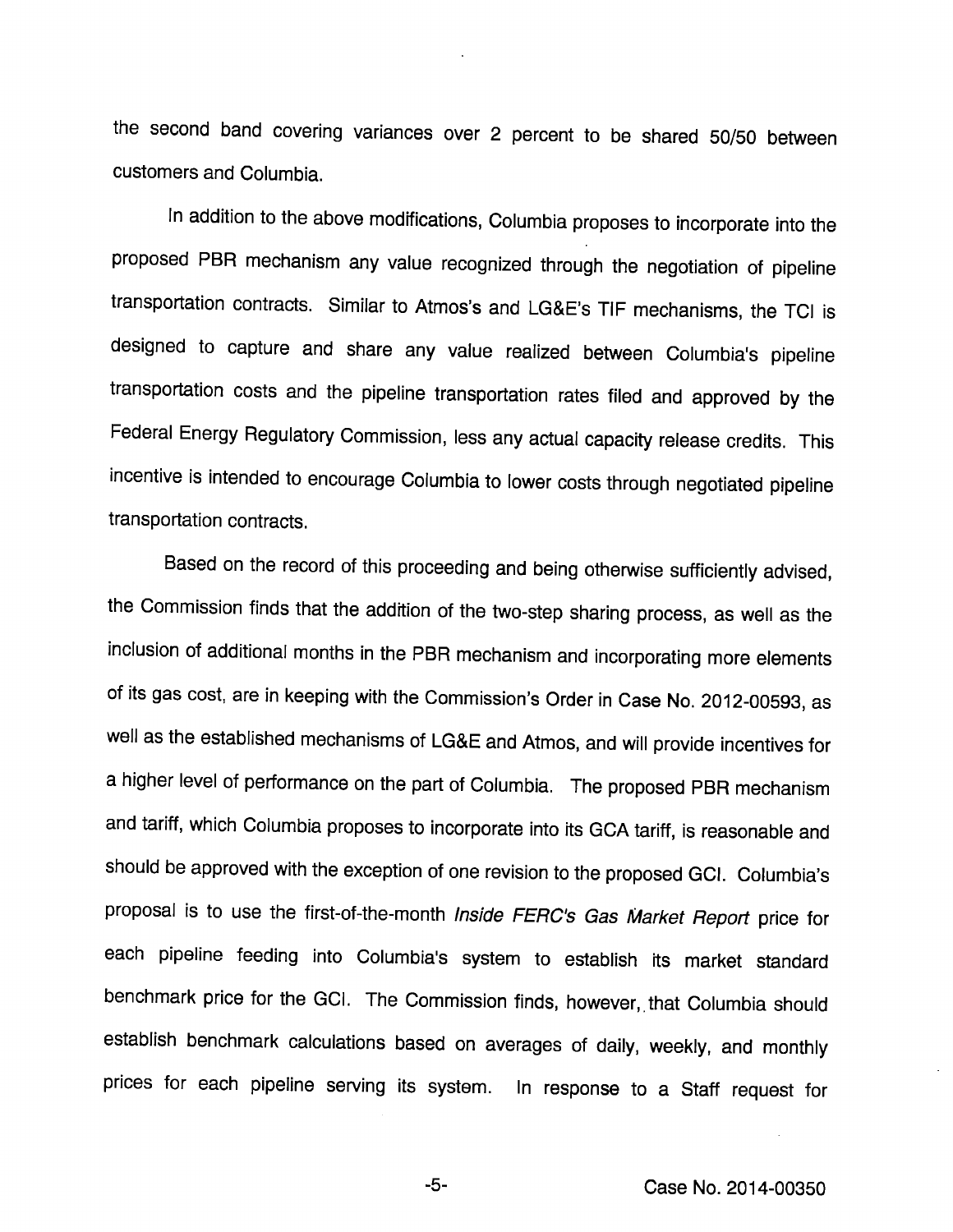the second band covering variances over 2 percent to be shared 50/50 between customers and Columbia.

In addition to the above modifications, Columbia proposes to incorporate into the proposed PBR mechanism any value recognized through the negotiation of pipeline transportation contracts. Similar to Atmos's and LG&E's TIF mechanisms, the TCI is designed to capture and share any value realized between Columbia's pipeline transportation costs and the pipeline transportation rates filed and approved by the Federal Energy Regulatory Commission, less any actual capacity release credits. This incentive is intended to encourage Columbia to lower costs through negotiated pipeline transportation contracts.

Based on the record of this proceeding and being otherwise sufficiently advised, the Commission finds that the addition of the two-step sharing process, as well as the inclusion of additional months in the PBR mechanism and incorporating more elements of its gas cost, are in keeping with the Commission's Order in Case No. 2012-00593, as well as the established mechanisms of LG&E and Atmos, and will provide incentives for a higher level of performance on the part of Columbia. The proposed PBR mechanism and tariff, which Columbia proposes to incorporate into its GCA tariff, is reasonable and should be approved with the exception of one revision to the proposed GCI. Columbia's proposal is to use the first-of-the-month *Inside FERC's Gas Market Report* price for each pipeline feeding into Columbia's system to establish its market standard benchmark price for the GCI. The Commission finds, however, that Columbia should establish benchmark calculations based on averages of daily, weekly, and monthly prices for each pipeline serving its system. In response to a Staff request for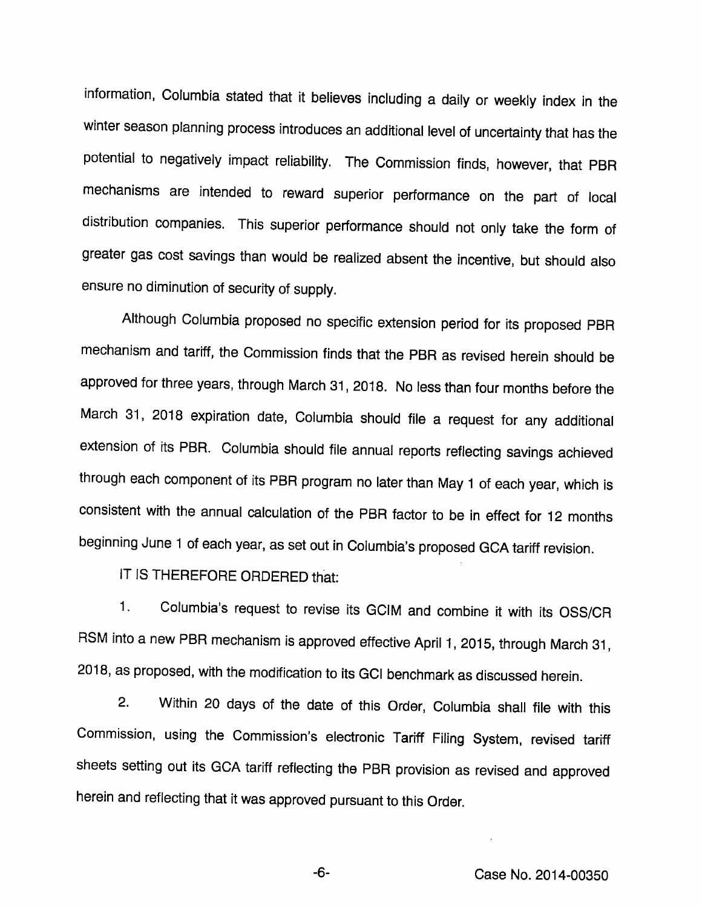information, Columbia stated that it believes including a daily or weekly index in the winter season planning process introduces an additional level of uncertainty that has the potential to negatively impact reliability. The Commission finds, however, that PBR mechanisms are intended to reward superior performance on the part of local distribution companies. This superior performance should not only take the form of greater gas cost savings than would be realized absent the incentive, but should also ensure no diminution of security of supply.

Although Columbia proposed no specific extension period for its proposed PBR mechanism and tariff, the Commission finds that the PBR as revised herein should be approved for three years, through March 31, 2018. No less than four months before the March 31, 2018 expiration date, Columbia should file a request for any additional extension of its PBR. Columbia should file annual reports reflecting savings achieved through each component of its PBR program no later than May 1 of each year, which is consistent with the annual calculation of the PBR factor to be in effect for 12 months beginning June 1 of each year, as set out in Columbia's proposed GCA tariff revision.

IT IS THEREFORE ORDERED that:

1. Columbia's request to revise its GCIM and combine it with its OSS/CR RSM into a new PBR mechanism is approved effective April 1, 2015, through March 31, 2018, as proposed, with the modification to its GCI benchmark as discussed herein.

2. Within 20 days of the date of this Order, Columbia shall file with this Commission, using the Commission's electronic Tariff Filing System, revised tariff sheets setting out its GCA tariff reflecting the PBR provision as revised and approved herein and reflecting that it was approved pursuant to this Order.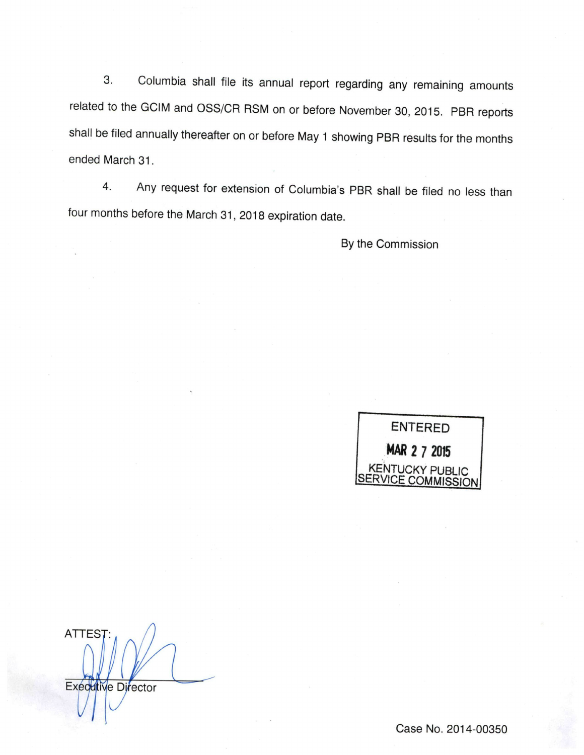3. Columbia shall file its annual report regarding any remaining amounts related to the GCIM and OSS/CR RSM on or before November 30, 2015. PBR reports shall be filed annually thereafter on or before May 1 showing PBR results for the months ended March 31.

4. Any request for extension of Columbia's PBR shall be filed no less than four months before the March 31, 2018 expiration date.

By the Commission

ENTERED
MAR 27 2015
KENTUCKY PUBLIC SERVICE COMMISSION

ATTEST:

Executive Director

Case No. 2014-00350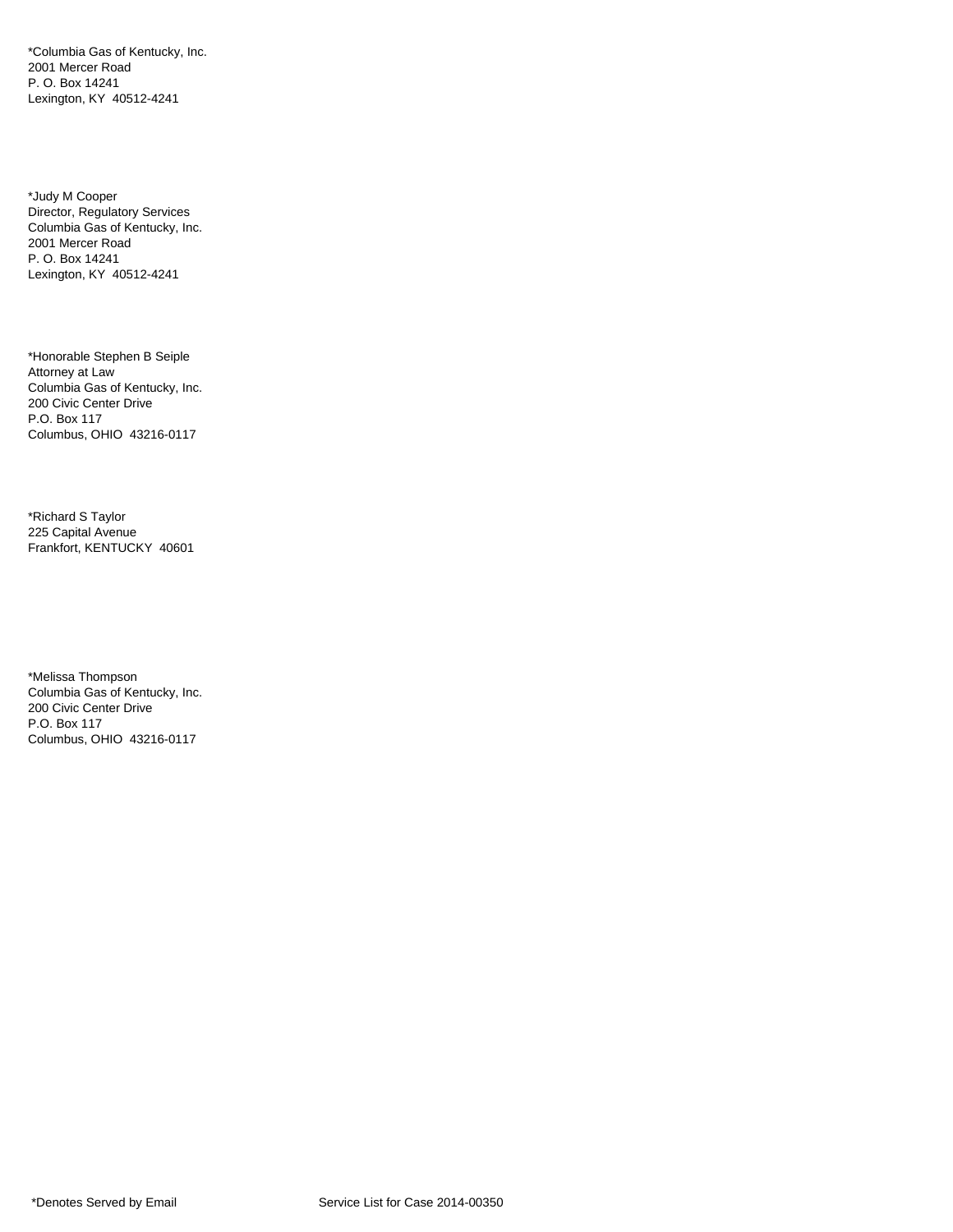*Columbia Gas of Kentucky, Inc.
2001 Mercer Road
P. O. Box 14241
Lexington, KY  40512-4241

*Judy M Cooper
Director, Regulatory Services
Columbia Gas of Kentucky, Inc.
2001 Mercer Road
P. O. Box 14241
Lexington, KY  40512-4241

*Honorable Stephen B Seiple
Attorney at Law
Columbia Gas of Kentucky, Inc.
200 Civic Center Drive
P.O. Box 117
Columbus, OHIO  43216-0117

*Richard S Taylor
225 Capital Avenue
Frankfort, KENTUCKY  40601

*Melissa Thompson
Columbia Gas of Kentucky, Inc.
200 Civic Center Drive
P.O. Box 117
Columbus, OHIO  43216-0117

*Denotes Served by Email

Service List for Case 2014-00350